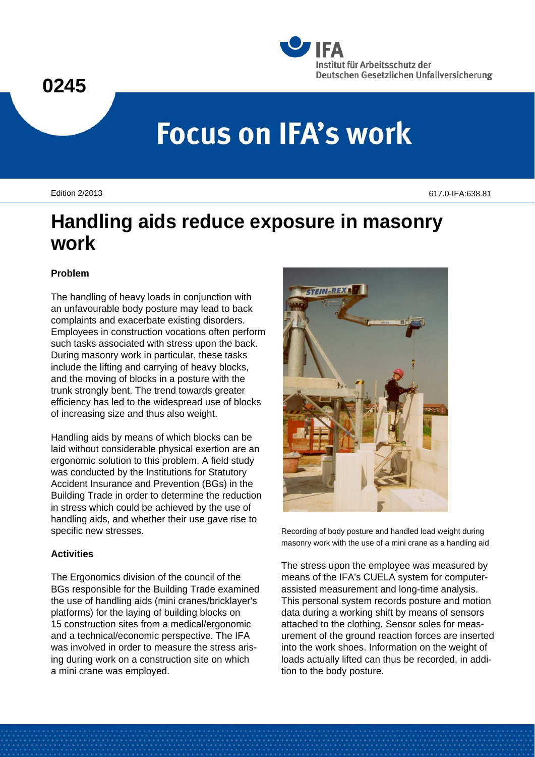0245

# Focus on IFA's work

Edition 2/2013

617.0-IFA:638.81

# Handling aids reduce exposure in masonry work

### Problem

The handling of heavy loads in conjunction with an unfavourable body posture may lead to back complaints and exacerbate existing disorders. Employees in construction vocations often perform such tasks associated with stress upon the back. During masonry work in particular, these tasks include the lifting and carrying of heavy blocks, and the moving of blocks in a posture with the trunk strongly bent. The trend towards greater efficiency has led to the widespread use of blocks of increasing size and thus also weight.

Handling aids by means of which blocks can be laid without considerable physical exertion are an ergonomic solution to this problem. A field study was conducted by the Institutions for Statutory Accident Insurance and Prevention (BGs) in the Building Trade in order to determine the reduction in stress which could be achieved by the use of handling aids, and whether their use gave rise to specific new stresses.

### Activities

The Ergonomics division of the council of the BGs responsible for the Building Trade examined the use of handling aids (mini cranes/bricklayer's platforms) for the laying of building blocks on 15 construction sites from a medical/ergonomic and a technical/economic perspective. The IFA was involved in order to measure the stress arising during work on a construction site on which a mini crane was employed.

Recording of body posture and handled load weight during masonry work with the use of a mini crane as a handling aid

The stress upon the employee was measured by means of the IFA's CUELA system for computer-assisted measurement and long-time analysis. This personal system records posture and motion data during a working shift by means of sensors attached to the clothing. Sensor soles for measurement of the ground reaction forces are inserted into the work shoes. Information on the weight of loads actually lifted can thus be recorded, in addition to the body posture.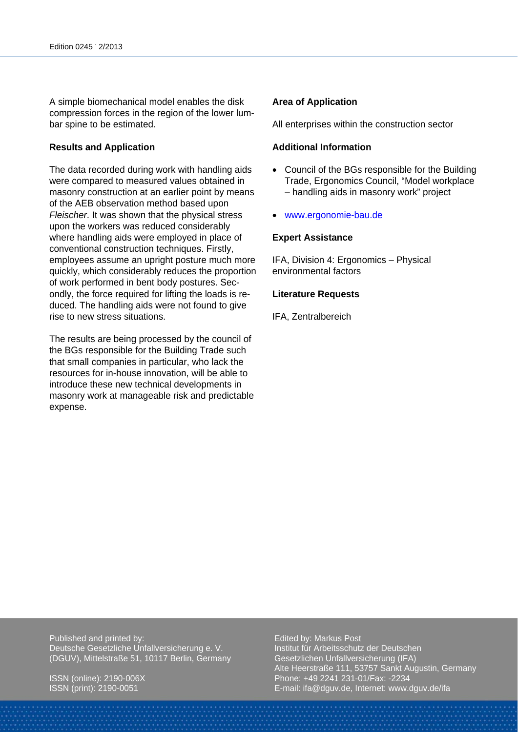A simple biomechanical model enables the disk compression forces in the region of the lower lumbar spine to be estimated.

**Results and Application**

The data recorded during work with handling aids were compared to measured values obtained in masonry construction at an earlier point by means of the AEB observation method based upon *Fleischer*. It was shown that the physical stress upon the workers was reduced considerably where handling aids were employed in place of conventional construction techniques. Firstly, employees assume an upright posture much more quickly, which considerably reduces the proportion of work performed in bent body postures. Secondly, the force required for lifting the loads is reduced. The handling aids were not found to give rise to new stress situations.

The results are being processed by the council of the BGs responsible for the Building Trade such that small companies in particular, who lack the resources for in-house innovation, will be able to introduce these new technical developments in masonry work at manageable risk and predictable expense.

**Area of Application**

All enterprises within the construction sector

**Additional Information**

- Council of the BGs responsible for the Building Trade, Ergonomics Council, "Model workplace – handling aids in masonry work" project
- www.ergonomie-bau.de

**Expert Assistance**

IFA, Division 4: Ergonomics – Physical environmental factors

**Literature Requests**

IFA, Zentralbereich

Published and printed by:
Deutsche Gesetzliche Unfallversicherung e. V. (DGUV), Mittelstraße 51, 10117 Berlin, Germany

ISSN (online): 2190-006X
ISSN (print): 2190-0051

Edited by: Markus Post
Institut für Arbeitsschutz der Deutschen Gesetzlichen Unfallversicherung (IFA)
Alte Heerstraße 111, 53757 Sankt Augustin, Germany
Phone: +49 2241 231-01/Fax: -2234
E-mail: ifa@dguv.de, Internet: www.dguv.de/ifa